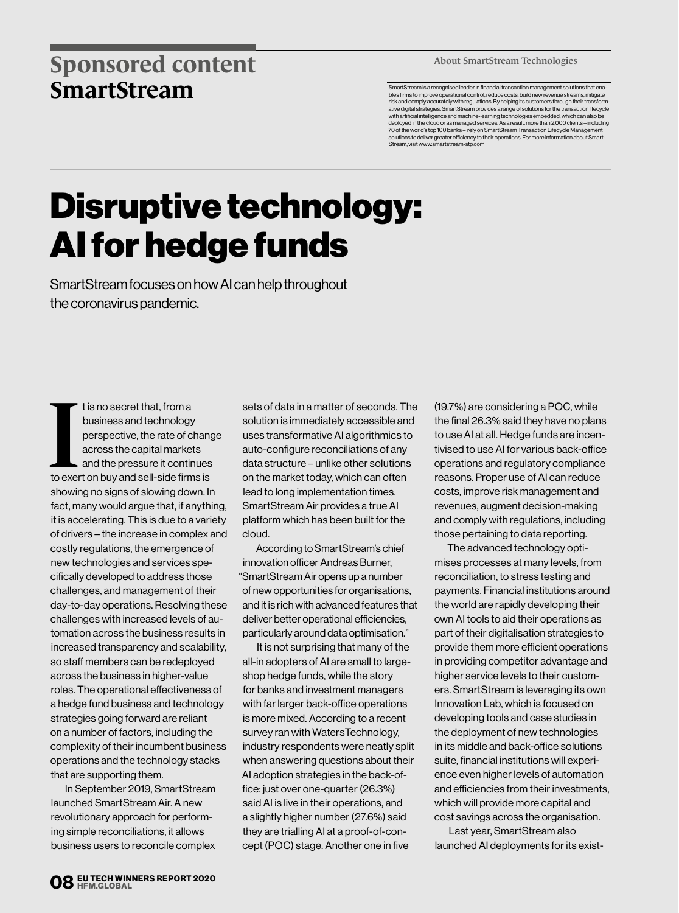Sponsored content

**SmartStream**

**About SmartStream Technologies**

SmartStream is a recognised leader in financial transaction management solutions that enables firms to improve operational control, reduce costs, build new revenue streams, mitigate risk and comply accurately with regulations. By helping its customers through their transformative digital strategies, SmartStream provides a range of solutions for the transaction lifecycle with artificial intelligence and machine-learning technologies embedded, which can also be deployed in the cloud or as managed services. As a result, more than 2,000 clients – including 70 of the world's top 100 banks – rely on SmartStream Transaction Lifecycle Management solutions to deliver greater efficiency to their operations. For more information about SmartStream, visit www.smartstream-stp.com

# Disruptive technology: AI for hedge funds

SmartStream focuses on how AI can help throughout the coronavirus pandemic.

It is no secret that, from a business and technology perspective, the rate of change across the capital markets and the pressure it continues to exert on buy and sell-side firms is showing no signs of slowing down. In fact, many would argue that, if anything, it is accelerating. This is due to a variety of drivers – the increase in complex and costly regulations, the emergence of new technologies and services specifically developed to address those challenges, and management of their day-to-day operations. Resolving these challenges with increased levels of automation across the business results in increased transparency and scalability, so staff members can be redeployed across the business in higher-value roles. The operational effectiveness of a hedge fund business and technology strategies going forward are reliant on a number of factors, including the complexity of their incumbent business operations and the technology stacks that are supporting them.

In September 2019, SmartStream launched SmartStream Air. A new revolutionary approach for performing simple reconciliations, it allows business users to reconcile complex sets of data in a matter of seconds. The solution is immediately accessible and uses transformative AI algorithmics to auto-configure reconciliations of any data structure – unlike other solutions on the market today, which can often lead to long implementation times. SmartStream Air provides a true AI platform which has been built for the cloud.

According to SmartStream's chief innovation officer Andreas Burner, "SmartStream Air opens up a number of new opportunities for organisations, and it is rich with advanced features that deliver better operational efficiencies, particularly around data optimisation."

It is not surprising that many of the all-in adopters of AI are small to large-shop hedge funds, while the story for banks and investment managers with far larger back-office operations is more mixed. According to a recent survey ran with WatersTechnology, industry respondents were neatly split when answering questions about their AI adoption strategies in the back-office: just over one-quarter (26.3%) said AI is live in their operations, and a slightly higher number (27.6%) said they are trialling AI at a proof-of-concept (POC) stage. Another one in five (19.7%) are considering a POC, while the final 26.3% said they have no plans to use AI at all. Hedge funds are incentivised to use AI for various back-office operations and regulatory compliance reasons. Proper use of AI can reduce costs, improve risk management and revenues, augment decision-making and comply with regulations, including those pertaining to data reporting.

The advanced technology optimises processes at many levels, from reconciliation, to stress testing and payments. Financial institutions around the world are rapidly developing their own AI tools to aid their operations as part of their digitalisation strategies to provide them more efficient operations in providing competitor advantage and higher service levels to their customers. SmartStream is leveraging its own Innovation Lab, which is focused on developing tools and case studies in the deployment of new technologies in its middle and back-office solutions suite, financial institutions will experience even higher levels of automation and efficiencies from their investments, which will provide more capital and cost savings across the organisation.

Last year, SmartStream also launched AI deployments for its exist-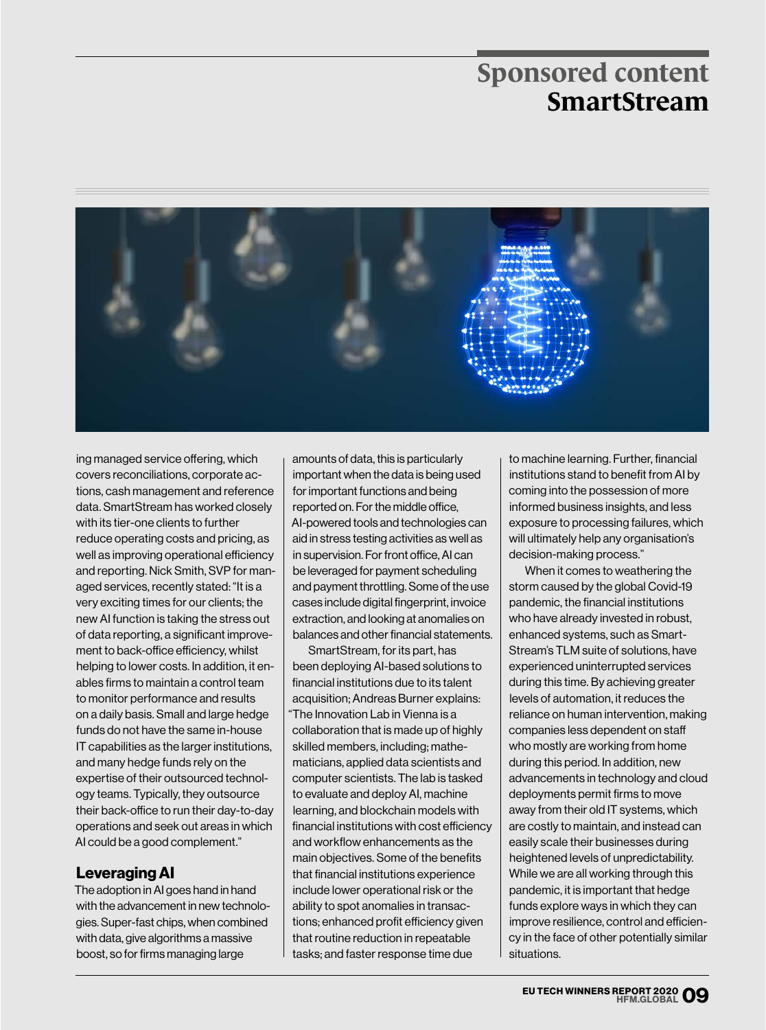ing managed service offering, which covers reconciliations, corporate actions, cash management and reference data. SmartStream has worked closely with its tier-one clients to further reduce operating costs and pricing, as well as improving operational efficiency and reporting. Nick Smith, SVP for managed services, recently stated: "It is a very exciting times for our clients; the new AI function is taking the stress out of data reporting, a significant improvement to back-office efficiency, whilst helping to lower costs. In addition, it enables firms to maintain a control team to monitor performance and results on a daily basis. Small and large hedge funds do not have the same in-house IT capabilities as the larger institutions, and many hedge funds rely on the expertise of their outsourced technology teams. Typically, they outsource their back-office to run their day-to-day operations and seek out areas in which AI could be a good complement."

## Leveraging AI

The adoption in AI goes hand in hand with the advancement in new technologies. Super-fast chips, when combined with data, give algorithms a massive boost, so for firms managing large amounts of data, this is particularly important when the data is being used for important functions and being reported on. For the middle office, AI-powered tools and technologies can aid in stress testing activities as well as in supervision. For front office, AI can be leveraged for payment scheduling and payment throttling. Some of the use cases include digital fingerprint, invoice extraction, and looking at anomalies on balances and other financial statements.

SmartStream, for its part, has been deploying AI-based solutions to financial institutions due to its talent acquisition; Andreas Burner explains: "The Innovation Lab in Vienna is a collaboration that is made up of highly skilled members, including; mathematicians, applied data scientists and computer scientists. The lab is tasked to evaluate and deploy AI, machine learning, and blockchain models with financial institutions with cost efficiency and workflow enhancements as the main objectives. Some of the benefits that financial institutions experience include lower operational risk or the ability to spot anomalies in transactions; enhanced profit efficiency given that routine reduction in repeatable tasks; and faster response time due to machine learning. Further, financial institutions stand to benefit from AI by coming into the possession of more informed business insights, and less exposure to processing failures, which will ultimately help any organisation's decision-making process."

When it comes to weathering the storm caused by the global Covid-19 pandemic, the financial institutions who have already invested in robust, enhanced systems, such as SmartStream's TLM suite of solutions, have experienced uninterrupted services during this time. By achieving greater levels of automation, it reduces the reliance on human intervention, making companies less dependent on staff who mostly are working from home during this period. In addition, new advancements in technology and cloud deployments permit firms to move away from their old IT systems, which are costly to maintain, and instead can easily scale their businesses during heightened levels of unpredictability. While we are all working through this pandemic, it is important that hedge funds explore ways in which they can improve resilience, control and efficiency in the face of other potentially similar situations.